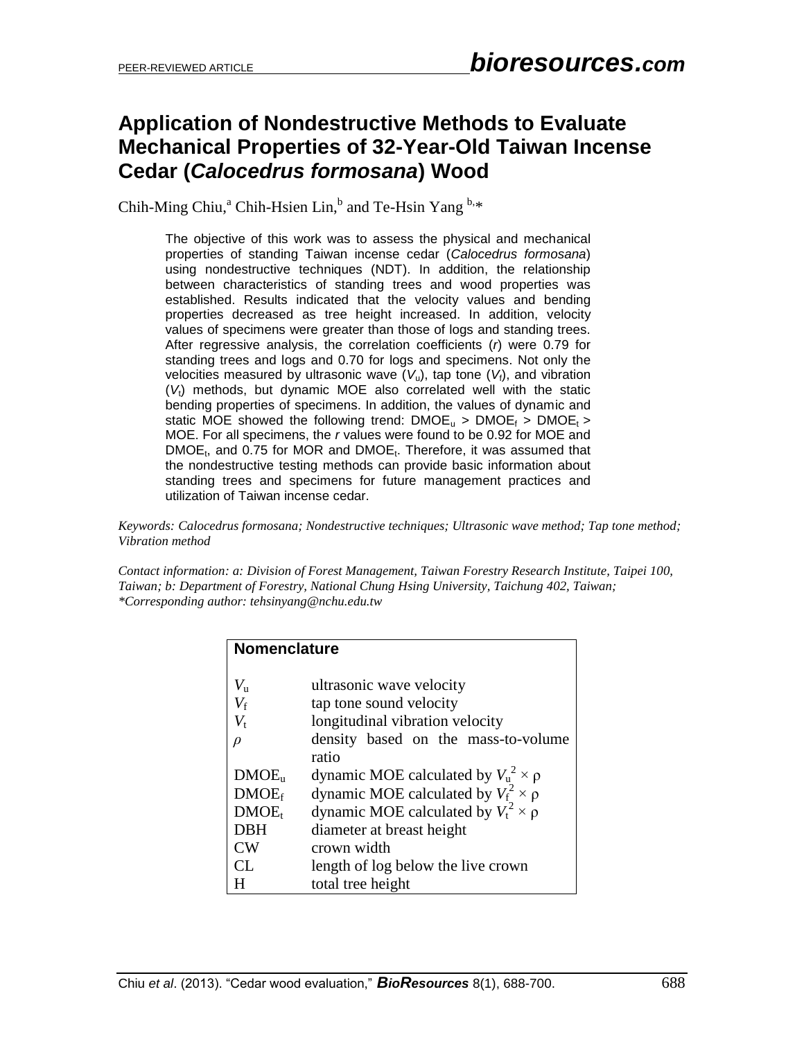PEER-REVIEWED ARTICLE

# Application of Nondestructive Methods to Evaluate Mechanical Properties of 32-Year-Old Taiwan Incense Cedar (*Calocedrus formosana*) Wood

Chih-Ming Chiu,[a] Chih-Hsien Lin,[b] and Te-Hsin Yang [b,*]

The objective of this work was to assess the physical and mechanical properties of standing Taiwan incense cedar (*Calocedrus formosana*) using nondestructive techniques (NDT). In addition, the relationship between characteristics of standing trees and wood properties was established. Results indicated that the velocity values and bending properties decreased as tree height increased. In addition, velocity values of specimens were greater than those of logs and standing trees. After regressive analysis, the correlation coefficients ($r$) were 0.79 for standing trees and logs and 0.70 for logs and specimens. Not only the velocities measured by ultrasonic wave ($V_u$), tap tone ($V_f$), and vibration ($V_t$) methods, but dynamic MOE also correlated well with the static bending properties of specimens. In addition, the values of dynamic and static MOE showed the following trend: $DMOE_u > DMOE_f > DMOE_t >$ MOE. For all specimens, the $r$ values were found to be 0.92 for MOE and $DMOE_t$, and 0.75 for MOR and $DMOE_t$. Therefore, it was assumed that the nondestructive testing methods can provide basic information about standing trees and specimens for future management practices and utilization of Taiwan incense cedar.

*Keywords: Calocedrus formosana; Nondestructive techniques; Ultrasonic wave method; Tap tone method; Vibration method*

*Contact information: a: Division of Forest Management, Taiwan Forestry Research Institute, Taipei 100, Taiwan; b: Department of Forestry, National Chung Hsing University, Taichung 402, Taiwan; \*Corresponding author: tehsinyang@nchu.edu.tw*

| **Nomenclature** | |
|---|---|
| $V_u$ | ultrasonic wave velocity |
| $V_f$ | tap tone sound velocity |
| $V_t$ | longitudinal vibration velocity |
| $\rho$ | density based on the mass-to-volume ratio |
| $DMOE_u$ | dynamic MOE calculated by $V_u^2 \times \rho$ |
| $DMOE_f$ | dynamic MOE calculated by $V_f^2 \times \rho$ |
| $DMOE_t$ | dynamic MOE calculated by $V_t^2 \times \rho$ |
| DBH | diameter at breast height |
| CW | crown width |
| CL | length of log below the live crown |
| H | total tree height |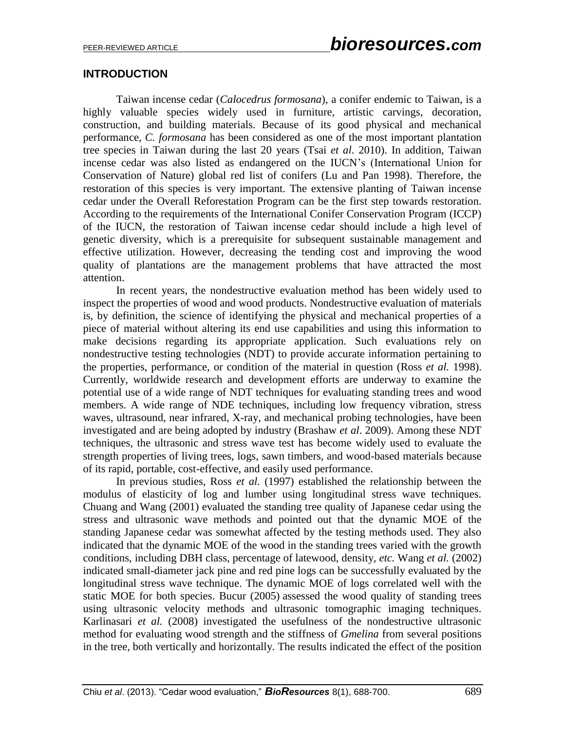## INTRODUCTION

Taiwan incense cedar (*Calocedrus formosana*), a conifer endemic to Taiwan, is a highly valuable species widely used in furniture, artistic carvings, decoration, construction, and building materials. Because of its good physical and mechanical performance, *C. formosana* has been considered as one of the most important plantation tree species in Taiwan during the last 20 years (Tsai *et al*. 2010). In addition, Taiwan incense cedar was also listed as endangered on the IUCN's (International Union for Conservation of Nature) global red list of conifers (Lu and Pan 1998). Therefore, the restoration of this species is very important. The extensive planting of Taiwan incense cedar under the Overall Reforestation Program can be the first step towards restoration. According to the requirements of the International Conifer Conservation Program (ICCP) of the IUCN, the restoration of Taiwan incense cedar should include a high level of genetic diversity, which is a prerequisite for subsequent sustainable management and effective utilization. However, decreasing the tending cost and improving the wood quality of plantations are the management problems that have attracted the most attention.

In recent years, the nondestructive evaluation method has been widely used to inspect the properties of wood and wood products. Nondestructive evaluation of materials is, by definition, the science of identifying the physical and mechanical properties of a piece of material without altering its end use capabilities and using this information to make decisions regarding its appropriate application. Such evaluations rely on nondestructive testing technologies (NDT) to provide accurate information pertaining to the properties, performance, or condition of the material in question (Ross *et al.* 1998). Currently, worldwide research and development efforts are underway to examine the potential use of a wide range of NDT techniques for evaluating standing trees and wood members. A wide range of NDE techniques, including low frequency vibration, stress waves, ultrasound, near infrared, X-ray, and mechanical probing technologies, have been investigated and are being adopted by industry (Brashaw *et al*. 2009). Among these NDT techniques, the ultrasonic and stress wave test has become widely used to evaluate the strength properties of living trees, logs, sawn timbers, and wood-based materials because of its rapid, portable, cost-effective, and easily used performance.

In previous studies, Ross *et al.* (1997) established the relationship between the modulus of elasticity of log and lumber using longitudinal stress wave techniques. Chuang and Wang (2001) evaluated the standing tree quality of Japanese cedar using the stress and ultrasonic wave methods and pointed out that the dynamic MOE of the standing Japanese cedar was somewhat affected by the testing methods used. They also indicated that the dynamic MOE of the wood in the standing trees varied with the growth conditions, including DBH class, percentage of latewood, density, *etc.* Wang *et al.* (2002) indicated small-diameter jack pine and red pine logs can be successfully evaluated by the longitudinal stress wave technique. The dynamic MOE of logs correlated well with the static MOE for both species. Bucur (2005) assessed the wood quality of standing trees using ultrasonic velocity methods and ultrasonic tomographic imaging techniques. Karlinasari *et al.* (2008) investigated the usefulness of the nondestructive ultrasonic method for evaluating wood strength and the stiffness of *Gmelina* from several positions in the tree, both vertically and horizontally. The results indicated the effect of the position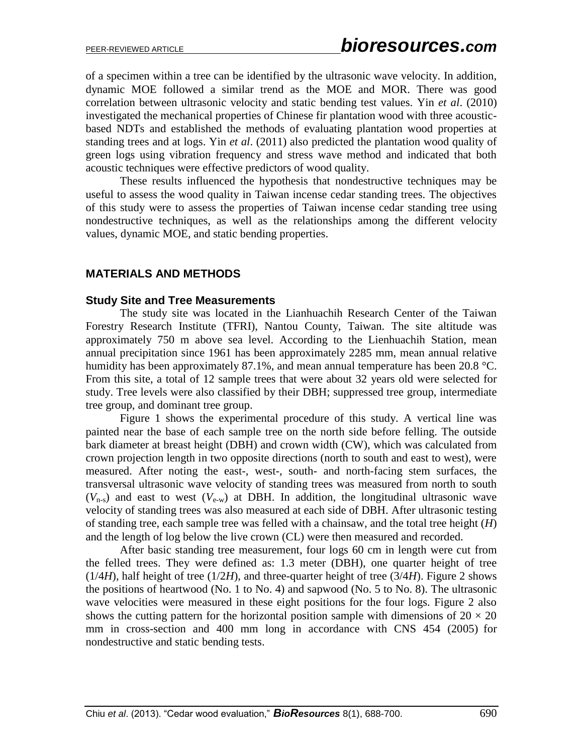of a specimen within a tree can be identified by the ultrasonic wave velocity. In addition, dynamic MOE followed a similar trend as the MOE and MOR. There was good correlation between ultrasonic velocity and static bending test values. Yin *et al*. (2010) investigated the mechanical properties of Chinese fir plantation wood with three acoustic-based NDTs and established the methods of evaluating plantation wood properties at standing trees and at logs. Yin *et al*. (2011) also predicted the plantation wood quality of green logs using vibration frequency and stress wave method and indicated that both acoustic techniques were effective predictors of wood quality.

These results influenced the hypothesis that nondestructive techniques may be useful to assess the wood quality in Taiwan incense cedar standing trees. The objectives of this study were to assess the properties of Taiwan incense cedar standing tree using nondestructive techniques, as well as the relationships among the different velocity values, dynamic MOE, and static bending properties.

## MATERIALS AND METHODS

### Study Site and Tree Measurements

The study site was located in the Lianhuachih Research Center of the Taiwan Forestry Research Institute (TFRI), Nantou County, Taiwan. The site altitude was approximately 750 m above sea level. According to the Lienhuachih Station, mean annual precipitation since 1961 has been approximately 2285 mm, mean annual relative humidity has been approximately 87.1%, and mean annual temperature has been 20.8 °C. From this site, a total of 12 sample trees that were about 32 years old were selected for study. Tree levels were also classified by their DBH; suppressed tree group, intermediate tree group, and dominant tree group.

Figure 1 shows the experimental procedure of this study. A vertical line was painted near the base of each sample tree on the north side before felling. The outside bark diameter at breast height (DBH) and crown width (CW), which was calculated from crown projection length in two opposite directions (north to south and east to west), were measured. After noting the east-, west-, south- and north-facing stem surfaces, the transversal ultrasonic wave velocity of standing trees was measured from north to south ($V_{n\text{-}s}$) and east to west ($V_{e\text{-}w}$) at DBH. In addition, the longitudinal ultrasonic wave velocity of standing trees was also measured at each side of DBH. After ultrasonic testing of standing tree, each sample tree was felled with a chainsaw, and the total tree height (*H*) and the length of log below the live crown (CL) were then measured and recorded.

After basic standing tree measurement, four logs 60 cm in length were cut from the felled trees. They were defined as: 1.3 meter (DBH), one quarter height of tree (1/4*H*), half height of tree (1/2*H*), and three-quarter height of tree (3/4*H*). Figure 2 shows the positions of heartwood (No. 1 to No. 4) and sapwood (No. 5 to No. 8). The ultrasonic wave velocities were measured in these eight positions for the four logs. Figure 2 also shows the cutting pattern for the horizontal position sample with dimensions of $20 \times 20$ mm in cross-section and 400 mm long in accordance with CNS 454 (2005) for nondestructive and static bending tests.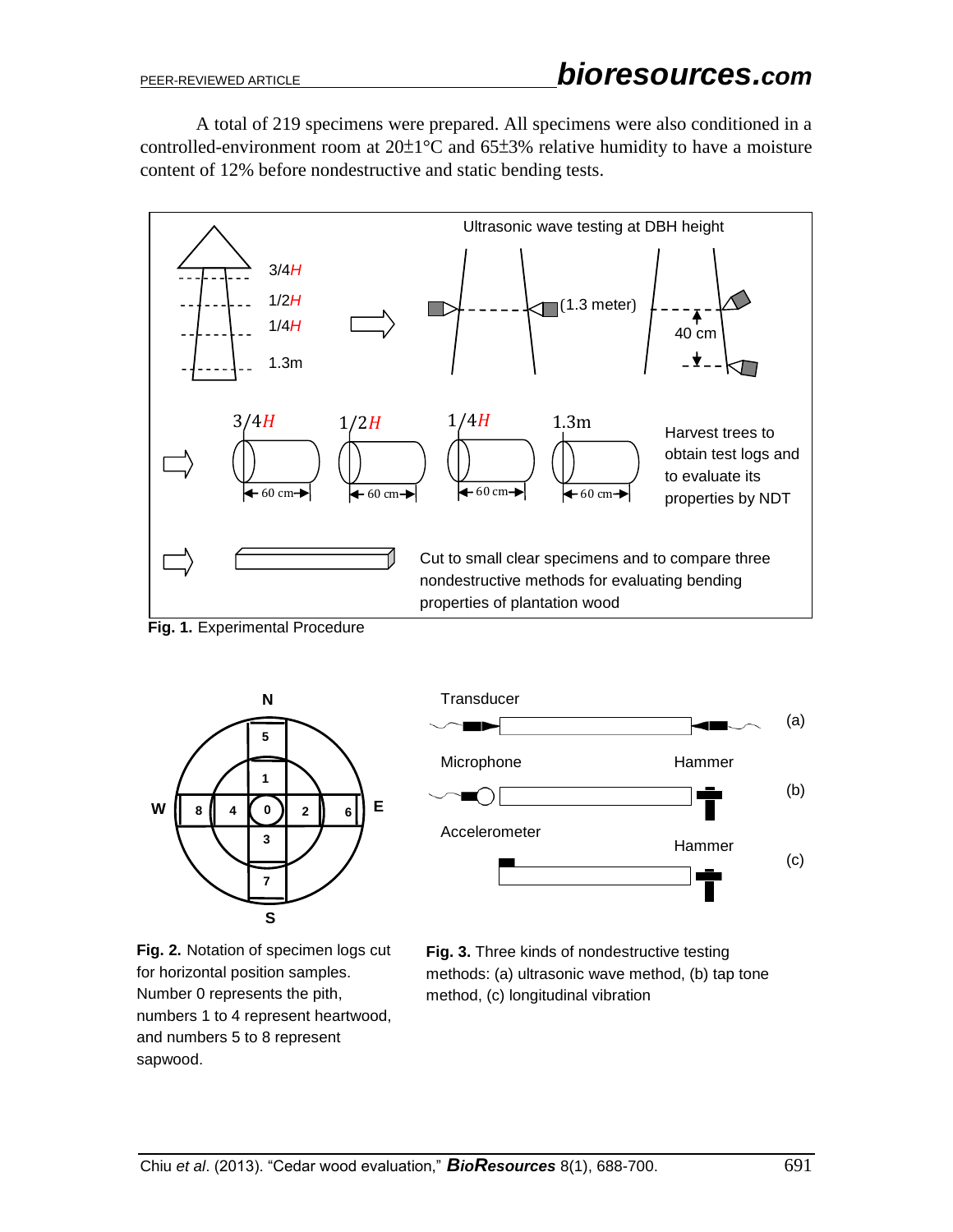A total of 219 specimens were prepared. All specimens were also conditioned in a controlled-environment room at 20±1°C and 65±3% relative humidity to have a moisture content of 12% before nondestructive and static bending tests.

**Fig. 1.** Experimental Procedure

**Fig. 2.** Notation of specimen logs cut for horizontal position samples. Number 0 represents the pith, numbers 1 to 4 represent heartwood, and numbers 5 to 8 represent sapwood.

**Fig. 3.** Three kinds of nondestructive testing methods: (a) ultrasonic wave method, (b) tap tone method, (c) longitudinal vibration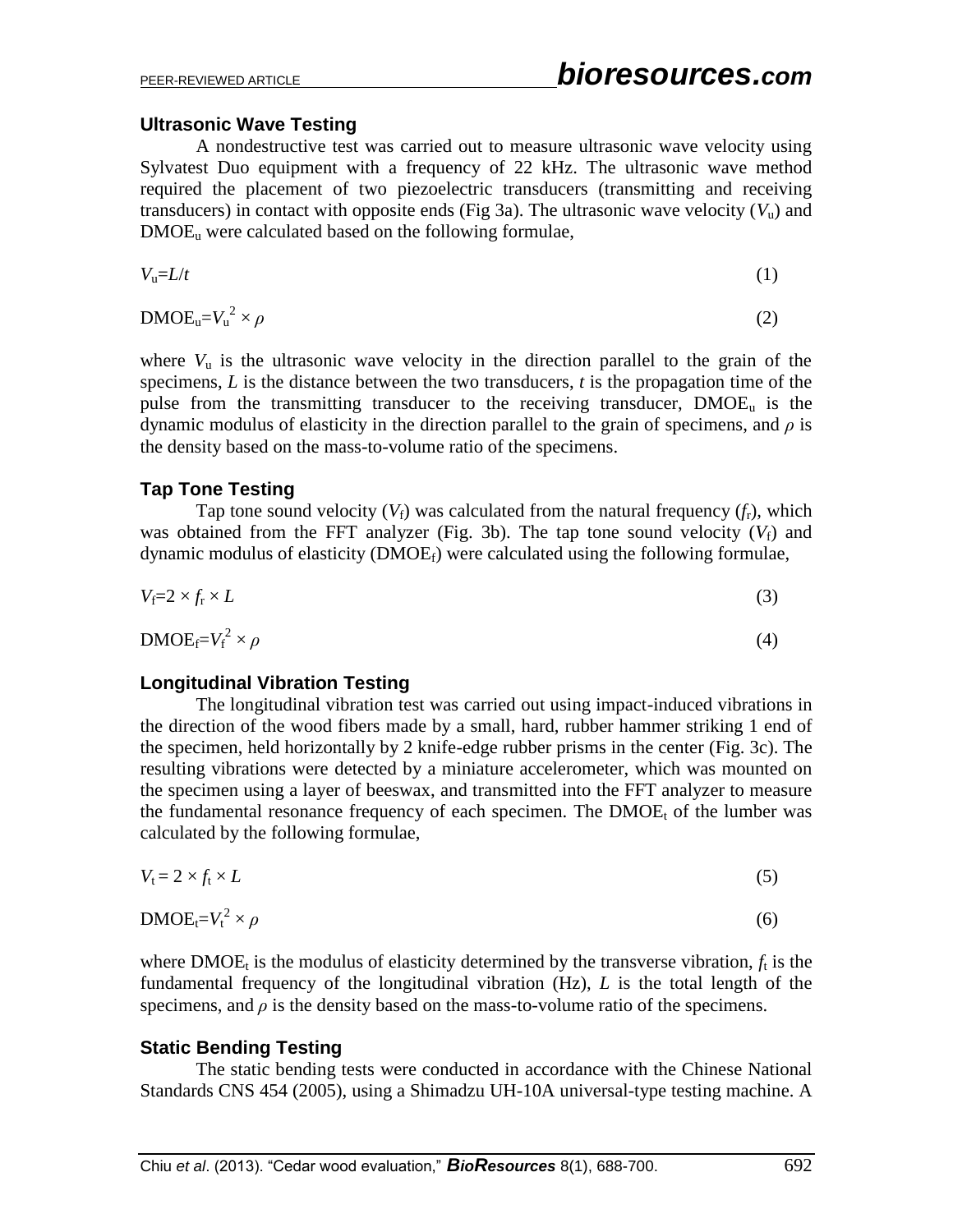### Ultrasonic Wave Testing

A nondestructive test was carried out to measure ultrasonic wave velocity using Sylvatest Duo equipment with a frequency of 22 kHz. The ultrasonic wave method required the placement of two piezoelectric transducers (transmitting and receiving transducers) in contact with opposite ends (Fig 3a). The ultrasonic wave velocity ($V_u$) and $DMOE_u$ were calculated based on the following formulae,

$$V_u = L/t \tag{1}$$

$$DMOE_u = V_u^2 \times \rho \tag{2}$$

where $V_u$ is the ultrasonic wave velocity in the direction parallel to the grain of the specimens, $L$ is the distance between the two transducers, $t$ is the propagation time of the pulse from the transmitting transducer to the receiving transducer, $DMOE_u$ is the dynamic modulus of elasticity in the direction parallel to the grain of specimens, and $\rho$ is the density based on the mass-to-volume ratio of the specimens.

### Tap Tone Testing

Tap tone sound velocity ($V_f$) was calculated from the natural frequency ($f_r$), which was obtained from the FFT analyzer (Fig. 3b). The tap tone sound velocity ($V_f$) and dynamic modulus of elasticity ($DMOE_f$) were calculated using the following formulae,

$$V_f = 2 \times f_r \times L \tag{3}$$

$$DMOE_f = V_f^2 \times \rho \tag{4}$$

### Longitudinal Vibration Testing

The longitudinal vibration test was carried out using impact-induced vibrations in the direction of the wood fibers made by a small, hard, rubber hammer striking 1 end of the specimen, held horizontally by 2 knife-edge rubber prisms in the center (Fig. 3c). The resulting vibrations were detected by a miniature accelerometer, which was mounted on the specimen using a layer of beeswax, and transmitted into the FFT analyzer to measure the fundamental resonance frequency of each specimen. The $DMOE_t$ of the lumber was calculated by the following formulae,

$$V_t = 2 \times f_t \times L \tag{5}$$

$$DMOE_t = V_t^2 \times \rho \tag{6}$$

where $DMOE_t$ is the modulus of elasticity determined by the transverse vibration, $f_t$ is the fundamental frequency of the longitudinal vibration (Hz), $L$ is the total length of the specimens, and $\rho$ is the density based on the mass-to-volume ratio of the specimens.

### Static Bending Testing

The static bending tests were conducted in accordance with the Chinese National Standards CNS 454 (2005), using a Shimadzu UH-10A universal-type testing machine. A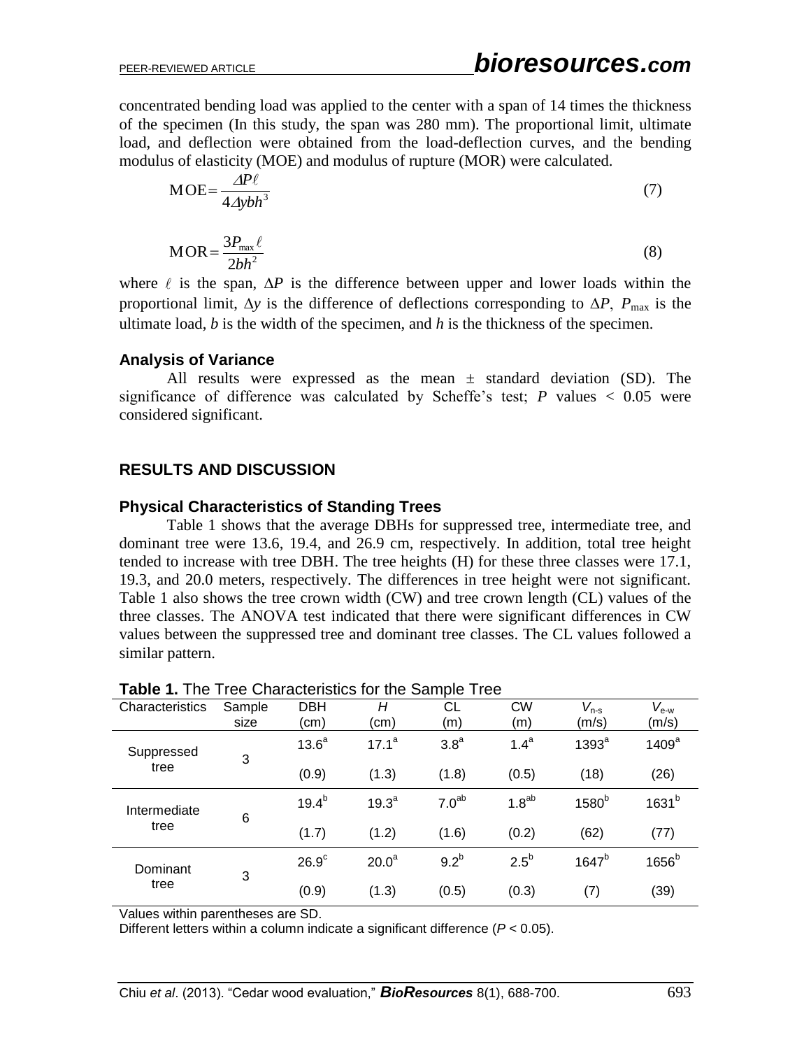concentrated bending load was applied to the center with a span of 14 times the thickness of the specimen (In this study, the span was 280 mm). The proportional limit, ultimate load, and deflection were obtained from the load-deflection curves, and the bending modulus of elasticity (MOE) and modulus of rupture (MOR) were calculated.

$$\mathrm{MOE} = \frac{\Delta P \ell}{4 \Delta y b h^3} \tag{7}$$

$$\mathrm{MOR} = \frac{3 P_{\max} \ell}{2 b h^2} \tag{8}$$

where $\ell$ is the span, $\Delta P$ is the difference between upper and lower loads within the proportional limit, $\Delta y$ is the difference of deflections corresponding to $\Delta P$, $P_{\max}$ is the ultimate load, $b$ is the width of the specimen, and $h$ is the thickness of the specimen.

### Analysis of Variance

All results were expressed as the mean ± standard deviation (SD). The significance of difference was calculated by Scheffe's test; $P$ values < 0.05 were considered significant.

## RESULTS AND DISCUSSION

### Physical Characteristics of Standing Trees

Table 1 shows that the average DBHs for suppressed tree, intermediate tree, and dominant tree were 13.6, 19.4, and 26.9 cm, respectively. In addition, total tree height tended to increase with tree DBH. The tree heights (H) for these three classes were 17.1, 19.3, and 20.0 meters, respectively. The differences in tree height were not significant. Table 1 also shows the tree crown width (CW) and tree crown length (CL) values of the three classes. The ANOVA test indicated that there were significant differences in CW values between the suppressed tree and dominant tree classes. The CL values followed a similar pattern.

**Table 1.** The Tree Characteristics for the Sample Tree

| Characteristics | Sample size | DBH (cm) | $H$ (cm) | CL (m) | CW (m) | $V_{n\text{-}s}$ (m/s) | $V_{e\text{-}w}$ (m/s) |
|---|---|---|---|---|---|---|---|
| Suppressed tree | 3 | $13.6^{a}$ | $17.1^{a}$ | $3.8^{a}$ | $1.4^{a}$ | $1393^{a}$ | $1409^{a}$ |
| | | (0.9) | (1.3) | (1.8) | (0.5) | (18) | (26) |
| Intermediate tree | 6 | $19.4^{b}$ | $19.3^{a}$ | $7.0^{ab}$ | $1.8^{ab}$ | $1580^{b}$ | $1631^{b}$ |
| | | (1.7) | (1.2) | (1.6) | (0.2) | (62) | (77) |
| Dominant tree | 3 | $26.9^{c}$ | $20.0^{a}$ | $9.2^{b}$ | $2.5^{b}$ | $1647^{b}$ | $1656^{b}$ |
| | | (0.9) | (1.3) | (0.5) | (0.3) | (7) | (39) |

Values within parentheses are SD.
Different letters within a column indicate a significant difference ($P$ < 0.05).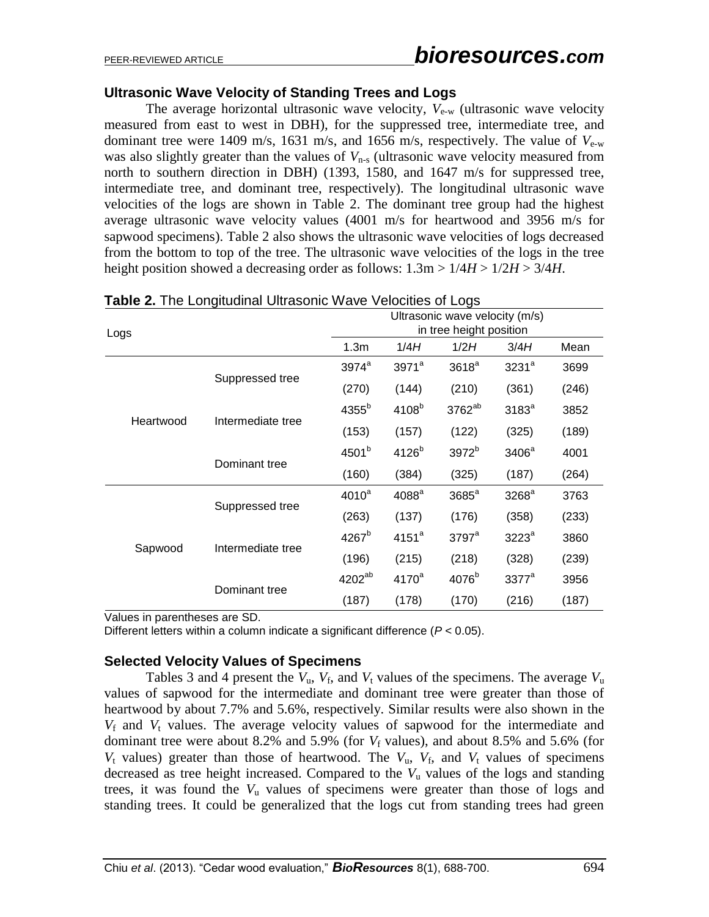### Ultrasonic Wave Velocity of Standing Trees and Logs

The average horizontal ultrasonic wave velocity, $V_{e\text{-}w}$ (ultrasonic wave velocity measured from east to west in DBH), for the suppressed tree, intermediate tree, and dominant tree were 1409 m/s, 1631 m/s, and 1656 m/s, respectively. The value of $V_{e\text{-}w}$ was also slightly greater than the values of $V_{n\text{-}s}$ (ultrasonic wave velocity measured from north to southern direction in DBH) (1393, 1580, and 1647 m/s for suppressed tree, intermediate tree, and dominant tree, respectively). The longitudinal ultrasonic wave velocities of the logs are shown in Table 2. The dominant tree group had the highest average ultrasonic wave velocity values (4001 m/s for heartwood and 3956 m/s for sapwood specimens). Table 2 also shows the ultrasonic wave velocities of logs decreased from the bottom to top of the tree. The ultrasonic wave velocities of the logs in the tree height position showed a decreasing order as follows: 1.3m > 1/4*H* > 1/2*H* > 3/4*H*.

**Table 2.** The Longitudinal Ultrasonic Wave Velocities of Logs

| Logs | | Ultrasonic wave velocity (m/s) in tree height position | | | | |
|---|---|---|---|---|---|---|
| | | 1.3m | 1/4*H* | 1/2*H* | 3/4*H* | Mean |
| Heartwood | Suppressed tree | $3974^{a}$ | $3971^{a}$ | $3618^{a}$ | $3231^{a}$ | 3699 |
| | | (270) | (144) | (210) | (361) | (246) |
| | Intermediate tree | $4355^{b}$ | $4108^{b}$ | $3762^{ab}$ | $3183^{a}$ | 3852 |
| | | (153) | (157) | (122) | (325) | (189) |
| | Dominant tree | $4501^{b}$ | $4126^{b}$ | $3972^{b}$ | $3406^{a}$ | 4001 |
| | | (160) | (384) | (325) | (187) | (264) |
| Sapwood | Suppressed tree | $4010^{a}$ | $4088^{a}$ | $3685^{a}$ | $3268^{a}$ | 3763 |
| | | (263) | (137) | (176) | (358) | (233) |
| | Intermediate tree | $4267^{b}$ | $4151^{a}$ | $3797^{a}$ | $3223^{a}$ | 3860 |
| | | (196) | (215) | (218) | (328) | (239) |
| | Dominant tree | $4202^{ab}$ | $4170^{a}$ | $4076^{b}$ | $3377^{a}$ | 3956 |
| | | (187) | (178) | (170) | (216) | (187) |

Values in parentheses are SD.
Different letters within a column indicate a significant difference ($P < 0.05$).

### Selected Velocity Values of Specimens

Tables 3 and 4 present the $V_u$, $V_f$, and $V_t$ values of the specimens. The average $V_u$ values of sapwood for the intermediate and dominant tree were greater than those of heartwood by about 7.7% and 5.6%, respectively. Similar results were also shown in the $V_f$ and $V_t$ values. The average velocity values of sapwood for the intermediate and dominant tree were about 8.2% and 5.9% (for $V_f$ values), and about 8.5% and 5.6% (for $V_t$ values) greater than those of heartwood. The $V_u$, $V_f$, and $V_t$ values of specimens decreased as tree height increased. Compared to the $V_u$ values of the logs and standing trees, it was found the $V_u$ values of specimens were greater than those of logs and standing trees. It could be generalized that the logs cut from standing trees had green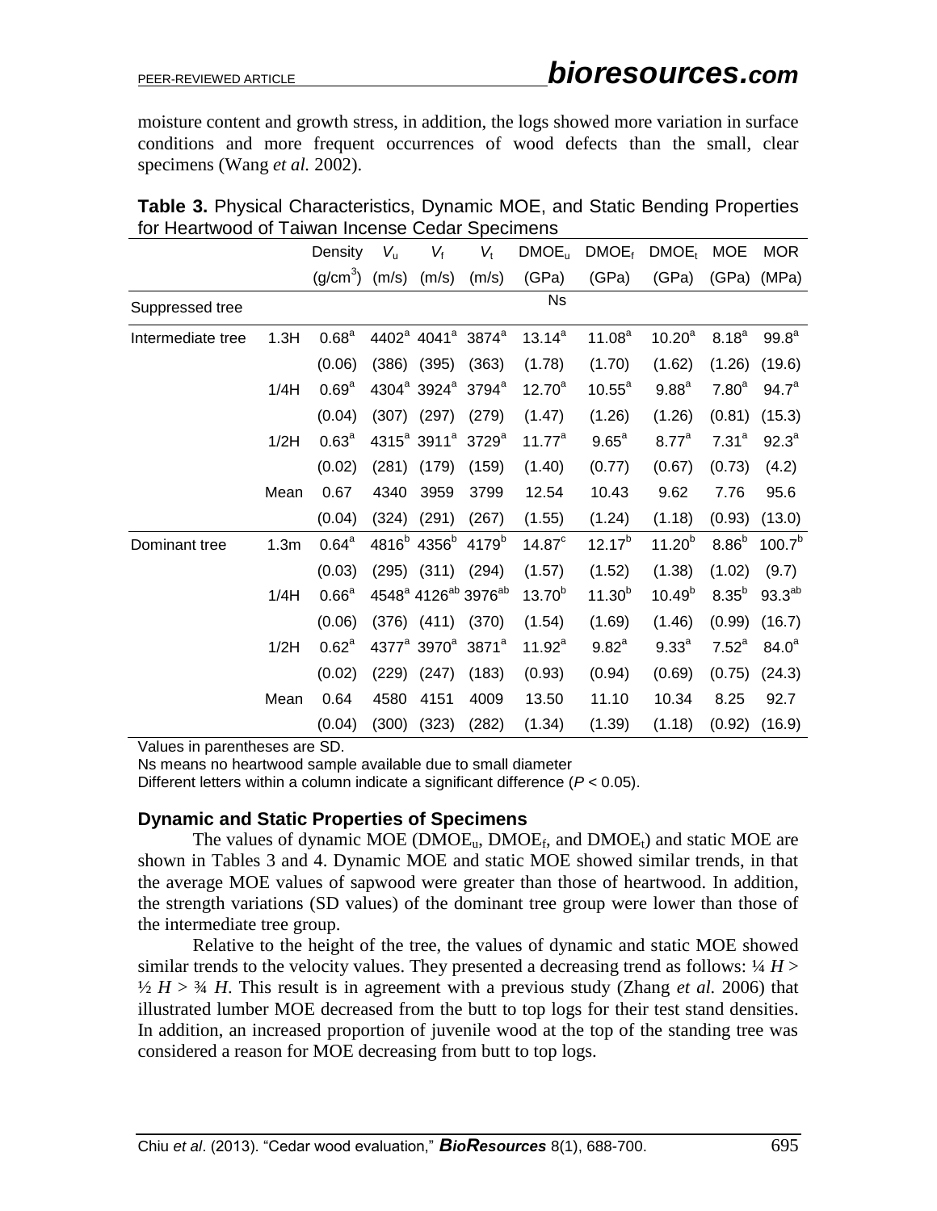moisture content and growth stress, in addition, the logs showed more variation in surface conditions and more frequent occurrences of wood defects than the small, clear specimens (Wang *et al.* 2002).

**Table 3.** Physical Characteristics, Dynamic MOE, and Static Bending Properties for Heartwood of Taiwan Incense Cedar Specimens

| | | Density | $V_u$ | $V_f$ | $V_t$ | $DMOE_u$ | $DMOE_f$ | $DMOE_t$ | MOE | MOR |
|---|---|---|---|---|---|---|---|---|---|---|
| | | ($g/cm^3$) | (m/s) | (m/s) | (m/s) | (GPa) | (GPa) | (GPa) | (GPa) | (MPa) |
| Suppressed tree | | | | | | Ns | | | | |
| Intermediate tree | 1.3H | $0.68^a$ | $4402^a$ | $4041^a$ | $3874^a$ | $13.14^a$ | $11.08^a$ | $10.20^a$ | $8.18^a$ | $99.8^a$ |
| | | (0.06) | (386) | (395) | (363) | (1.78) | (1.70) | (1.62) | (1.26) | (19.6) |
| | 1/4H | $0.69^a$ | $4304^a$ | $3924^a$ | $3794^a$ | $12.70^a$ | $10.55^a$ | $9.88^a$ | $7.80^a$ | $94.7^a$ |
| | | (0.04) | (307) | (297) | (279) | (1.47) | (1.26) | (1.26) | (0.81) | (15.3) |
| | 1/2H | $0.63^a$ | $4315^a$ | $3911^a$ | $3729^a$ | $11.77^a$ | $9.65^a$ | $8.77^a$ | $7.31^a$ | $92.3^a$ |
| | | (0.02) | (281) | (179) | (159) | (1.40) | (0.77) | (0.67) | (0.73) | (4.2) |
| | Mean | 0.67 | 4340 | 3959 | 3799 | 12.54 | 10.43 | 9.62 | 7.76 | 95.6 |
| | | (0.04) | (324) | (291) | (267) | (1.55) | (1.24) | (1.18) | (0.93) | (13.0) |
| Dominant tree | 1.3m | $0.64^a$ | $4816^b$ | $4356^b$ | $4179^b$ | $14.87^c$ | $12.17^b$ | $11.20^b$ | $8.86^b$ | $100.7^b$ |
| | | (0.03) | (295) | (311) | (294) | (1.57) | (1.52) | (1.38) | (1.02) | (9.7) |
| | 1/4H | $0.66^a$ | $4548^a$ | $4126^{ab}$ | $3976^{ab}$ | $13.70^b$ | $11.30^b$ | $10.49^b$ | $8.35^b$ | $93.3^{ab}$ |
| | | (0.06) | (376) | (411) | (370) | (1.54) | (1.69) | (1.46) | (0.99) | (16.7) |
| | 1/2H | $0.62^a$ | $4377^a$ | $3970^a$ | $3871^a$ | $11.92^a$ | $9.82^a$ | $9.33^a$ | $7.52^a$ | $84.0^a$ |
| | | (0.02) | (229) | (247) | (183) | (0.93) | (0.94) | (0.69) | (0.75) | (24.3) |
| | Mean | 0.64 | 4580 | 4151 | 4009 | 13.50 | 11.10 | 10.34 | 8.25 | 92.7 |
| | | (0.04) | (300) | (323) | (282) | (1.34) | (1.39) | (1.18) | (0.92) | (16.9) |

Values in parentheses are SD.
Ns means no heartwood sample available due to small diameter
Different letters within a column indicate a significant difference ($P < 0.05$).

### Dynamic and Static Properties of Specimens

The values of dynamic MOE ($DMOE_u$, $DMOE_f$, and $DMOE_t$) and static MOE are shown in Tables 3 and 4. Dynamic MOE and static MOE showed similar trends, in that the average MOE values of sapwood were greater than those of heartwood. In addition, the strength variations (SD values) of the dominant tree group were lower than those of the intermediate tree group.

Relative to the height of the tree, the values of dynamic and static MOE showed similar trends to the velocity values. They presented a decreasing trend as follows: ¼ $H$ > ½ $H$ > ¾ $H$. This result is in agreement with a previous study (Zhang *et al.* 2006) that illustrated lumber MOE decreased from the butt to top logs for their test stand densities. In addition, an increased proportion of juvenile wood at the top of the standing tree was considered a reason for MOE decreasing from butt to top logs.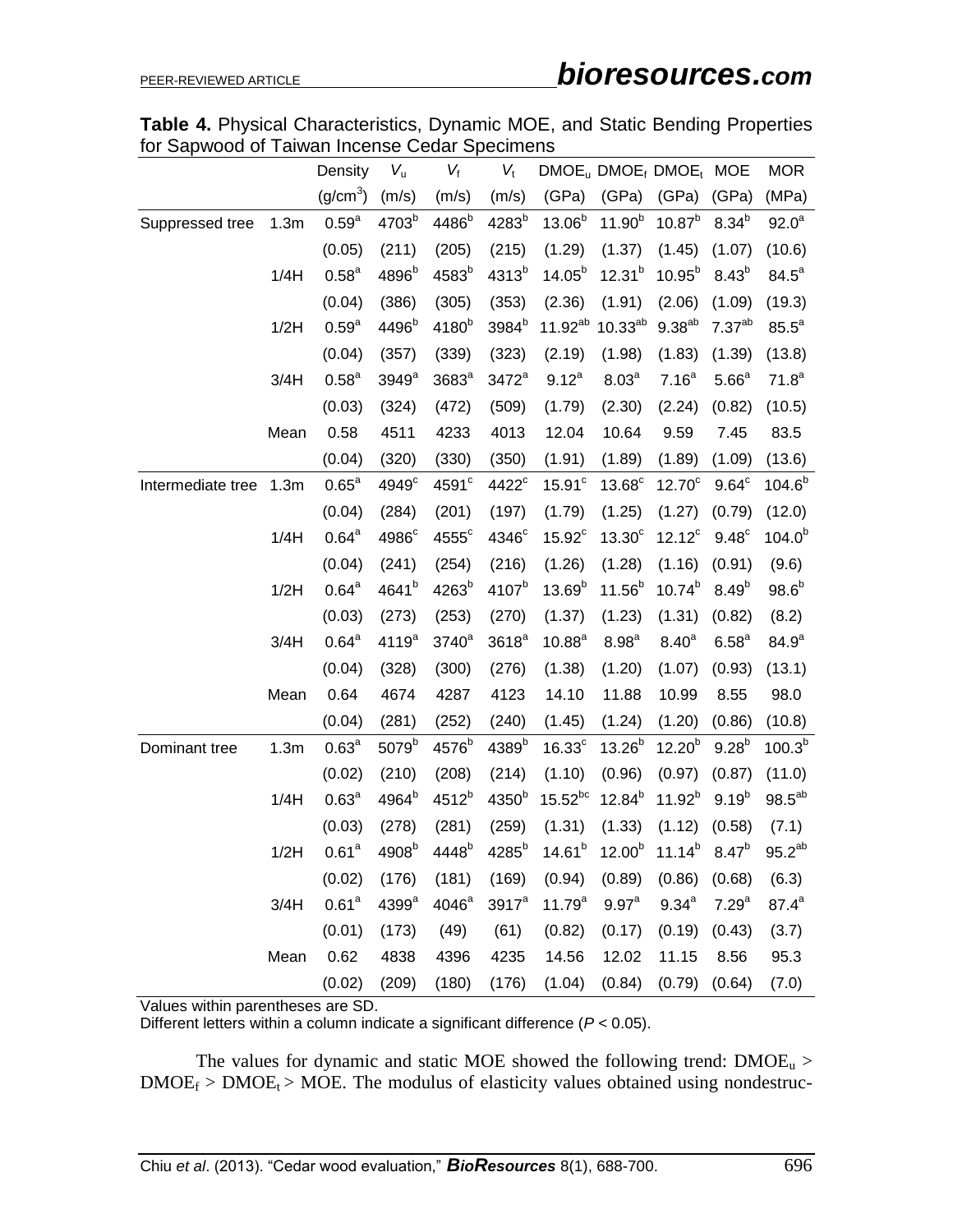**Table 4.** Physical Characteristics, Dynamic MOE, and Static Bending Properties for Sapwood of Taiwan Incense Cedar Specimens

| | | Density | $V_u$ | $V_f$ | $V_t$ | $DMOE_u$ | $DMOE_f$ | $DMOE_t$ | MOE | MOR |
|---|---|---|---|---|---|---|---|---|---|---|
| | | (g/cm$^3$) | (m/s) | (m/s) | (m/s) | (GPa) | (GPa) | (GPa) | (GPa) | (MPa) |
| Suppressed tree | 1.3m | 0.59$^a$ | 4703$^b$ | 4486$^b$ | 4283$^b$ | 13.06$^b$ | 11.90$^b$ | 10.87$^b$ | 8.34$^b$ | 92.0$^a$ |
| | | (0.05) | (211) | (205) | (215) | (1.29) | (1.37) | (1.45) | (1.07) | (10.6) |
| | 1/4H | 0.58$^a$ | 4896$^b$ | 4583$^b$ | 4313$^b$ | 14.05$^b$ | 12.31$^b$ | 10.95$^b$ | 8.43$^b$ | 84.5$^a$ |
| | | (0.04) | (386) | (305) | (353) | (2.36) | (1.91) | (2.06) | (1.09) | (19.3) |
| | 1/2H | 0.59$^a$ | 4496$^b$ | 4180$^b$ | 3984$^b$ | 11.92$^{ab}$ | 10.33$^{ab}$ | 9.38$^{ab}$ | 7.37$^{ab}$ | 85.5$^a$ |
| | | (0.04) | (357) | (339) | (323) | (2.19) | (1.98) | (1.83) | (1.39) | (13.8) |
| | 3/4H | 0.58$^a$ | 3949$^a$ | 3683$^a$ | 3472$^a$ | 9.12$^a$ | 8.03$^a$ | 7.16$^a$ | 5.66$^a$ | 71.8$^a$ |
| | | (0.03) | (324) | (472) | (509) | (1.79) | (2.30) | (2.24) | (0.82) | (10.5) |
| | Mean | 0.58 | 4511 | 4233 | 4013 | 12.04 | 10.64 | 9.59 | 7.45 | 83.5 |
| | | (0.04) | (320) | (330) | (350) | (1.91) | (1.89) | (1.89) | (1.09) | (13.6) |
| Intermediate tree | 1.3m | 0.65$^a$ | 4949$^c$ | 4591$^c$ | 4422$^c$ | 15.91$^c$ | 13.68$^c$ | 12.70$^c$ | 9.64$^c$ | 104.6$^b$ |
| | | (0.04) | (284) | (201) | (197) | (1.79) | (1.25) | (1.27) | (0.79) | (12.0) |
| | 1/4H | 0.64$^a$ | 4986$^c$ | 4555$^c$ | 4346$^c$ | 15.92$^c$ | 13.30$^c$ | 12.12$^c$ | 9.48$^c$ | 104.0$^b$ |
| | | (0.04) | (241) | (254) | (216) | (1.26) | (1.28) | (1.16) | (0.91) | (9.6) |
| | 1/2H | 0.64$^a$ | 4641$^b$ | 4263$^b$ | 4107$^b$ | 13.69$^b$ | 11.56$^b$ | 10.74$^b$ | 8.49$^b$ | 98.6$^b$ |
| | | (0.03) | (273) | (253) | (270) | (1.37) | (1.23) | (1.31) | (0.82) | (8.2) |
| | 3/4H | 0.64$^a$ | 4119$^a$ | 3740$^a$ | 3618$^a$ | 10.88$^a$ | 8.98$^a$ | 8.40$^a$ | 6.58$^a$ | 84.9$^a$ |
| | | (0.04) | (328) | (300) | (276) | (1.38) | (1.20) | (1.07) | (0.93) | (13.1) |
| | Mean | 0.64 | 4674 | 4287 | 4123 | 14.10 | 11.88 | 10.99 | 8.55 | 98.0 |
| | | (0.04) | (281) | (252) | (240) | (1.45) | (1.24) | (1.20) | (0.86) | (10.8) |
| Dominant tree | 1.3m | 0.63$^a$ | 5079$^b$ | 4576$^b$ | 4389$^b$ | 16.33$^c$ | 13.26$^b$ | 12.20$^b$ | 9.28$^b$ | 100.3$^b$ |
| | | (0.02) | (210) | (208) | (214) | (1.10) | (0.96) | (0.97) | (0.87) | (11.0) |
| | 1/4H | 0.63$^a$ | 4964$^b$ | 4512$^b$ | 4350$^b$ | 15.52$^{bc}$ | 12.84$^b$ | 11.92$^b$ | 9.19$^b$ | 98.5$^{ab}$ |
| | | (0.03) | (278) | (281) | (259) | (1.31) | (1.33) | (1.12) | (0.58) | (7.1) |
| | 1/2H | 0.61$^a$ | 4908$^b$ | 4448$^b$ | 4285$^b$ | 14.61$^b$ | 12.00$^b$ | 11.14$^b$ | 8.47$^b$ | 95.2$^{ab}$ |
| | | (0.02) | (176) | (181) | (169) | (0.94) | (0.89) | (0.86) | (0.68) | (6.3) |
| | 3/4H | 0.61$^a$ | 4399$^a$ | 4046$^a$ | 3917$^a$ | 11.79$^a$ | 9.97$^a$ | 9.34$^a$ | 7.29$^a$ | 87.4$^a$ |
| | | (0.01) | (173) | (49) | (61) | (0.82) | (0.17) | (0.19) | (0.43) | (3.7) |
| | Mean | 0.62 | 4838 | 4396 | 4235 | 14.56 | 12.02 | 11.15 | 8.56 | 95.3 |
| | | (0.02) | (209) | (180) | (176) | (1.04) | (0.84) | (0.79) | (0.64) | (7.0) |

Values within parentheses are SD.
Different letters within a column indicate a significant difference ($P < 0.05$).

The values for dynamic and static MOE showed the following trend: $DMOE_u > DMOE_f > DMOE_t > MOE$. The modulus of elasticity values obtained using nondestruc-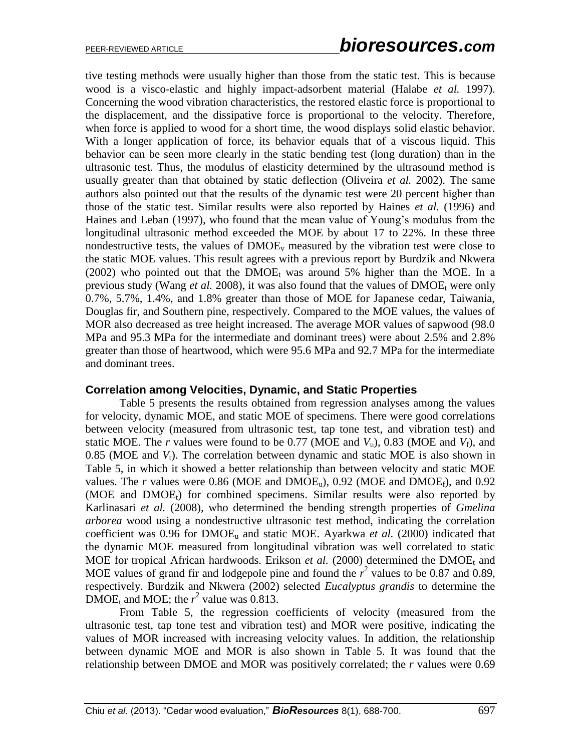tive testing methods were usually higher than those from the static test. This is because wood is a visco-elastic and highly impact-adsorbent material (Halabe *et al.* 1997). Concerning the wood vibration characteristics, the restored elastic force is proportional to the displacement, and the dissipative force is proportional to the velocity. Therefore, when force is applied to wood for a short time, the wood displays solid elastic behavior. With a longer application of force, its behavior equals that of a viscous liquid. This behavior can be seen more clearly in the static bending test (long duration) than in the ultrasonic test. Thus, the modulus of elasticity determined by the ultrasound method is usually greater than that obtained by static deflection (Oliveira *et al.* 2002). The same authors also pointed out that the results of the dynamic test were 20 percent higher than those of the static test. Similar results were also reported by Haines *et al.* (1996) and Haines and Leban (1997), who found that the mean value of Young's modulus from the longitudinal ultrasonic method exceeded the MOE by about 17 to 22%. In these three nondestructive tests, the values of $DMOE_v$ measured by the vibration test were close to the static MOE values. This result agrees with a previous report by Burdzik and Nkwera (2002) who pointed out that the $DMOE_t$ was around 5% higher than the MOE. In a previous study (Wang *et al.* 2008), it was also found that the values of $DMOE_t$ were only 0.7%, 5.7%, 1.4%, and 1.8% greater than those of MOE for Japanese cedar, Taiwania, Douglas fir, and Southern pine, respectively. Compared to the MOE values, the values of MOR also decreased as tree height increased. The average MOR values of sapwood (98.0 MPa and 95.3 MPa for the intermediate and dominant trees) were about 2.5% and 2.8% greater than those of heartwood, which were 95.6 MPa and 92.7 MPa for the intermediate and dominant trees.

### Correlation among Velocities, Dynamic, and Static Properties

Table 5 presents the results obtained from regression analyses among the values for velocity, dynamic MOE, and static MOE of specimens. There were good correlations between velocity (measured from ultrasonic test, tap tone test, and vibration test) and static MOE. The *r* values were found to be 0.77 (MOE and $V_u$), 0.83 (MOE and $V_f$), and 0.85 (MOE and $V_t$). The correlation between dynamic and static MOE is also shown in Table 5, in which it showed a better relationship than between velocity and static MOE values. The *r* values were 0.86 (MOE and $DMOE_u$), 0.92 (MOE and $DMOE_f$), and 0.92 (MOE and $DMOE_t$) for combined specimens. Similar results were also reported by Karlinasari *et al.* (2008), who determined the bending strength properties of *Gmelina arborea* wood using a nondestructive ultrasonic test method, indicating the correlation coefficient was 0.96 for $DMOE_u$ and static MOE. Ayarkwa *et al.* (2000) indicated that the dynamic MOE measured from longitudinal vibration was well correlated to static MOE for tropical African hardwoods. Erikson *et al.* (2000) determined the $DMOE_t$ and MOE values of grand fir and lodgepole pine and found the $r^2$ values to be 0.87 and 0.89, respectively. Burdzik and Nkwera (2002) selected *Eucalyptus grandis* to determine the $DMOE_t$ and MOE; the $r^2$ value was 0.813.

From Table 5, the regression coefficients of velocity (measured from the ultrasonic test, tap tone test and vibration test) and MOR were positive, indicating the values of MOR increased with increasing velocity values. In addition, the relationship between dynamic MOE and MOR is also shown in Table 5. It was found that the relationship between DMOE and MOR was positively correlated; the *r* values were 0.69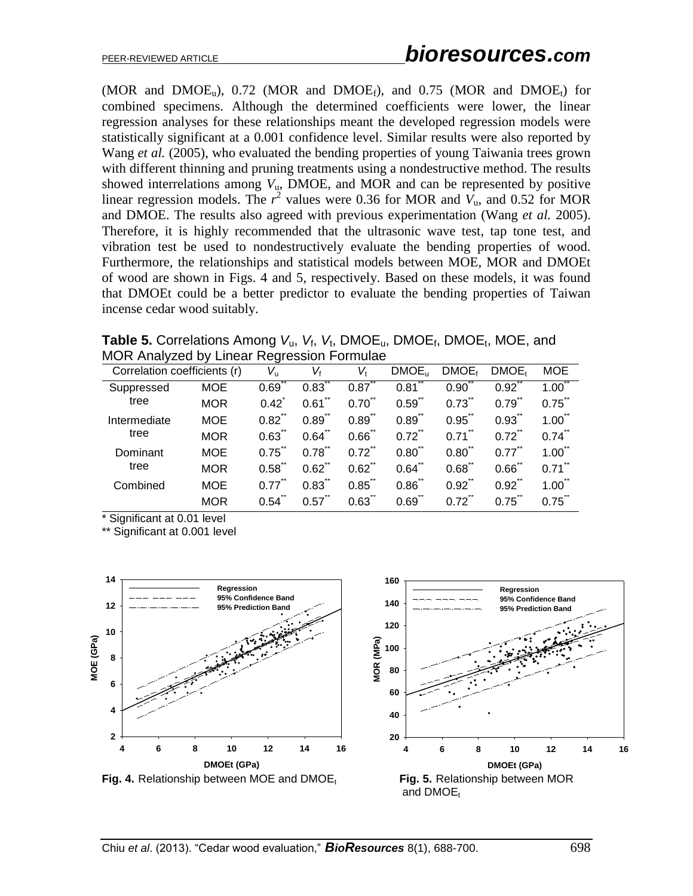(MOR and $DMOE_u$), 0.72 (MOR and $DMOE_f$), and 0.75 (MOR and $DMOE_t$) for combined specimens. Although the determined coefficients were lower, the linear regression analyses for these relationships meant the developed regression models were statistically significant at a 0.001 confidence level. Similar results were also reported by Wang *et al.* (2005), who evaluated the bending properties of young Taiwania trees grown with different thinning and pruning treatments using a nondestructive method. The results showed interrelations among $V_u$, DMOE, and MOR and can be represented by positive linear regression models. The $r^2$ values were 0.36 for MOR and $V_u$, and 0.52 for MOR and DMOE. The results also agreed with previous experimentation (Wang *et al.* 2005). Therefore, it is highly recommended that the ultrasonic wave test, tap tone test, and vibration test be used to nondestructively evaluate the bending properties of wood. Furthermore, the relationships and statistical models between MOE, MOR and DMOEt of wood are shown in Figs. 4 and 5, respectively. Based on these models, it was found that DMOEt could be a better predictor to evaluate the bending properties of Taiwan incense cedar wood suitably.

**Table 5.** Correlations Among $V_u$, $V_f$, $V_t$, $DMOE_u$, $DMOE_f$, $DMOE_t$, MOE, and MOR Analyzed by Linear Regression Formulae

| Correlation coefficients (r) | | $V_u$ | $V_f$ | $V_t$ | $DMOE_u$ | $DMOE_f$ | $DMOE_t$ | MOE |
|---|---|---|---|---|---|---|---|---|
| Suppressed tree | MOE | 0.69** | 0.83** | 0.87** | 0.81** | 0.90** | 0.92** | 1.00** |
| | MOR | 0.42* | 0.61** | 0.70** | 0.59** | 0.73** | 0.79** | 0.75** |
| Intermediate tree | MOE | 0.82** | 0.89** | 0.89** | 0.89** | 0.95** | 0.93** | 1.00** |
| | MOR | 0.63** | 0.64** | 0.66** | 0.72** | 0.71** | 0.72** | 0.74** |
| Dominant tree | MOE | 0.75** | 0.78** | 0.72** | 0.80** | 0.80** | 0.77** | 1.00** |
| | MOR | 0.58** | 0.62** | 0.62** | 0.64** | 0.68** | 0.66** | 0.71** |
| Combined | MOE | 0.77** | 0.83** | 0.85** | 0.86** | 0.92** | 0.92** | 1.00** |
| | MOR | 0.54** | 0.57** | 0.63** | 0.69** | 0.72** | 0.75** | 0.75** |

\* Significant at 0.01 level

** Significant at 0.001 level

**Fig. 4.** Relationship between MOE and $DMOE_t$

**Fig. 5.** Relationship between MOR and $DMOE_t$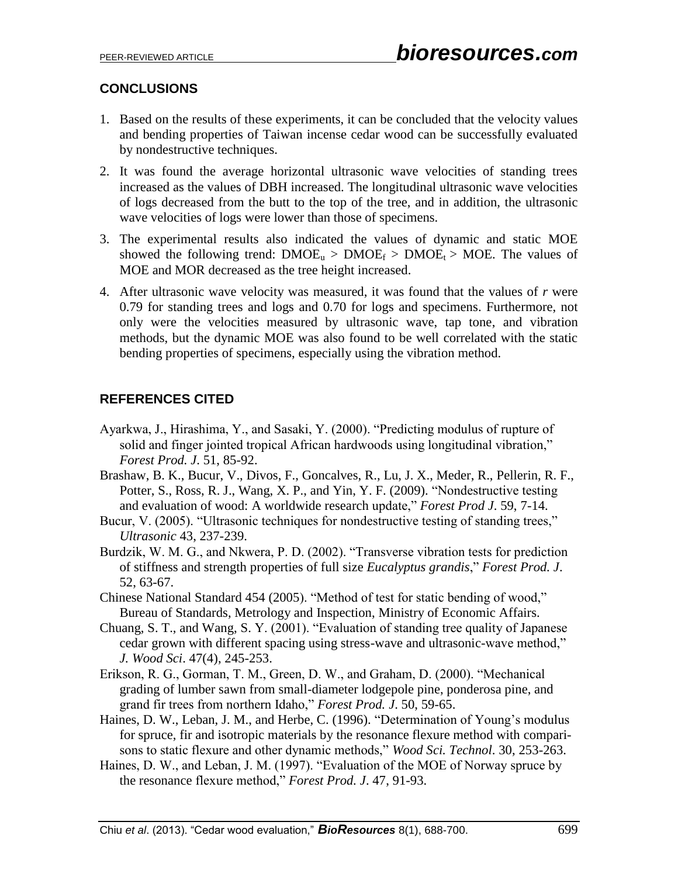## CONCLUSIONS

1. Based on the results of these experiments, it can be concluded that the velocity values and bending properties of Taiwan incense cedar wood can be successfully evaluated by nondestructive techniques.
2. It was found the average horizontal ultrasonic wave velocities of standing trees increased as the values of DBH increased. The longitudinal ultrasonic wave velocities of logs decreased from the butt to the top of the tree, and in addition, the ultrasonic wave velocities of logs were lower than those of specimens.
3. The experimental results also indicated the values of dynamic and static MOE showed the following trend: $DMOE_u > DMOE_f > DMOE_t > MOE$. The values of MOE and MOR decreased as the tree height increased.
4. After ultrasonic wave velocity was measured, it was found that the values of $r$ were 0.79 for standing trees and logs and 0.70 for logs and specimens. Furthermore, not only were the velocities measured by ultrasonic wave, tap tone, and vibration methods, but the dynamic MOE was also found to be well correlated with the static bending properties of specimens, especially using the vibration method.

## REFERENCES CITED

Ayarkwa, J., Hirashima, Y., and Sasaki, Y. (2000). "Predicting modulus of rupture of solid and finger jointed tropical African hardwoods using longitudinal vibration," *Forest Prod. J*. 51, 85-92.

Brashaw, B. K., Bucur, V., Divos, F., Goncalves, R., Lu, J. X., Meder, R., Pellerin, R. F., Potter, S., Ross, R. J., Wang, X. P., and Yin, Y. F. (2009). "Nondestructive testing and evaluation of wood: A worldwide research update," *Forest Prod J*. 59, 7-14.

Bucur, V. (2005). "Ultrasonic techniques for nondestructive testing of standing trees," *Ultrasonic* 43, 237-239.

Burdzik, W. M. G., and Nkwera, P. D. (2002). "Transverse vibration tests for prediction of stiffness and strength properties of full size *Eucalyptus grandis*," *Forest Prod. J*. 52, 63-67.

Chinese National Standard 454 (2005). "Method of test for static bending of wood," Bureau of Standards, Metrology and Inspection, Ministry of Economic Affairs.

Chuang, S. T., and Wang, S. Y. (2001). "Evaluation of standing tree quality of Japanese cedar grown with different spacing using stress-wave and ultrasonic-wave method," *J. Wood Sci*. 47(4), 245-253.

Erikson, R. G., Gorman, T. M., Green, D. W., and Graham, D. (2000). "Mechanical grading of lumber sawn from small-diameter lodgepole pine, ponderosa pine, and grand fir trees from northern Idaho," *Forest Prod. J*. 50, 59-65.

Haines, D. W., Leban, J. M., and Herbe, C. (1996). "Determination of Young's modulus for spruce, fir and isotropic materials by the resonance flexure method with comparisons to static flexure and other dynamic methods," *Wood Sci. Technol*. 30, 253-263.

Haines, D. W., and Leban, J. M. (1997). "Evaluation of the MOE of Norway spruce by the resonance flexure method," *Forest Prod. J*. 47, 91-93.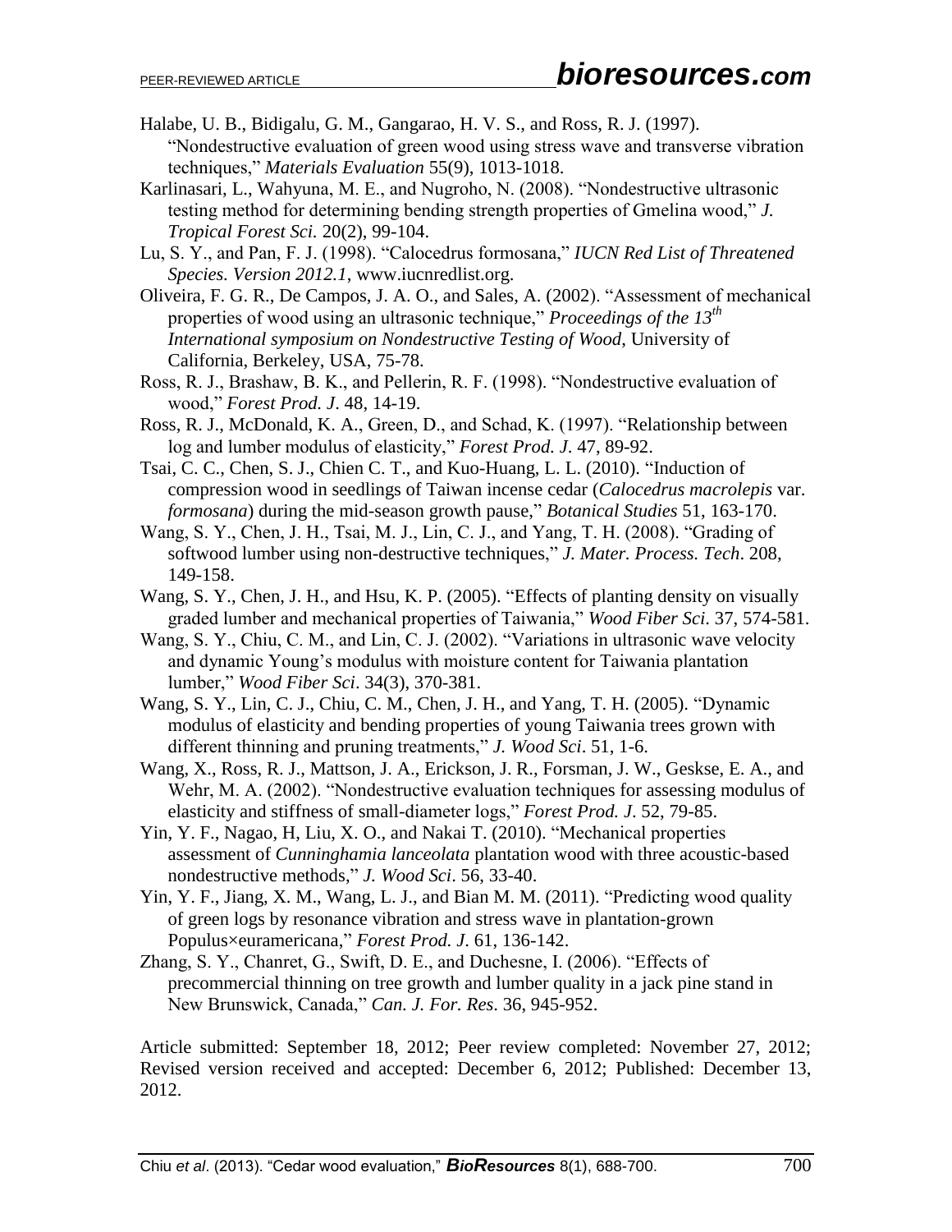Halabe, U. B., Bidigalu, G. M., Gangarao, H. V. S., and Ross, R. J. (1997). "Nondestructive evaluation of green wood using stress wave and transverse vibration techniques," *Materials Evaluation* 55(9), 1013-1018.

Karlinasari, L., Wahyuna, M. E., and Nugroho, N. (2008). "Nondestructive ultrasonic testing method for determining bending strength properties of Gmelina wood," *J. Tropical Forest Sci.* 20(2), 99-104.

Lu, S. Y., and Pan, F. J. (1998). "Calocedrus formosana," *IUCN Red List of Threatened Species. Version 2012.1*, www.iucnredlist.org.

Oliveira, F. G. R., De Campos, J. A. O., and Sales, A. (2002). "Assessment of mechanical properties of wood using an ultrasonic technique," *Proceedings of the 13th International symposium on Nondestructive Testing of Wood*, University of California, Berkeley, USA, 75-78.

Ross, R. J., Brashaw, B. K., and Pellerin, R. F. (1998). "Nondestructive evaluation of wood," *Forest Prod. J.* 48, 14-19.

Ross, R. J., McDonald, K. A., Green, D., and Schad, K. (1997). "Relationship between log and lumber modulus of elasticity," *Forest Prod. J.* 47, 89-92.

Tsai, C. C., Chen, S. J., Chien C. T., and Kuo-Huang, L. L. (2010). "Induction of compression wood in seedlings of Taiwan incense cedar (*Calocedrus macrolepis* var. *formosana*) during the mid-season growth pause," *Botanical Studies* 51, 163-170.

Wang, S. Y., Chen, J. H., Tsai, M. J., Lin, C. J., and Yang, T. H. (2008). "Grading of softwood lumber using non-destructive techniques," *J. Mater. Process. Tech*. 208, 149-158.

Wang, S. Y., Chen, J. H., and Hsu, K. P. (2005). "Effects of planting density on visually graded lumber and mechanical properties of Taiwania," *Wood Fiber Sci*. 37, 574-581.

Wang, S. Y., Chiu, C. M., and Lin, C. J. (2002). "Variations in ultrasonic wave velocity and dynamic Young's modulus with moisture content for Taiwania plantation lumber," *Wood Fiber Sci*. 34(3), 370-381.

Wang, S. Y., Lin, C. J., Chiu, C. M., Chen, J. H., and Yang, T. H. (2005). "Dynamic modulus of elasticity and bending properties of young Taiwania trees grown with different thinning and pruning treatments," *J. Wood Sci*. 51, 1-6.

Wang, X., Ross, R. J., Mattson, J. A., Erickson, J. R., Forsman, J. W., Geskse, E. A., and Wehr, M. A. (2002). "Nondestructive evaluation techniques for assessing modulus of elasticity and stiffness of small-diameter logs," *Forest Prod. J.* 52, 79-85.

Yin, Y. F., Nagao, H, Liu, X. O., and Nakai T. (2010). "Mechanical properties assessment of *Cunninghamia lanceolata* plantation wood with three acoustic-based nondestructive methods," *J. Wood Sci*. 56, 33-40.

Yin, Y. F., Jiang, X. M., Wang, L. J., and Bian M. M. (2011). "Predicting wood quality of green logs by resonance vibration and stress wave in plantation-grown Populus×euramericana," *Forest Prod. J.* 61, 136-142.

Zhang, S. Y., Chanret, G., Swift, D. E., and Duchesne, I. (2006). "Effects of precommercial thinning on tree growth and lumber quality in a jack pine stand in New Brunswick, Canada," *Can. J. For. Res*. 36, 945-952.

Article submitted: September 18, 2012; Peer review completed: November 27, 2012; Revised version received and accepted: December 6, 2012; Published: December 13, 2012.